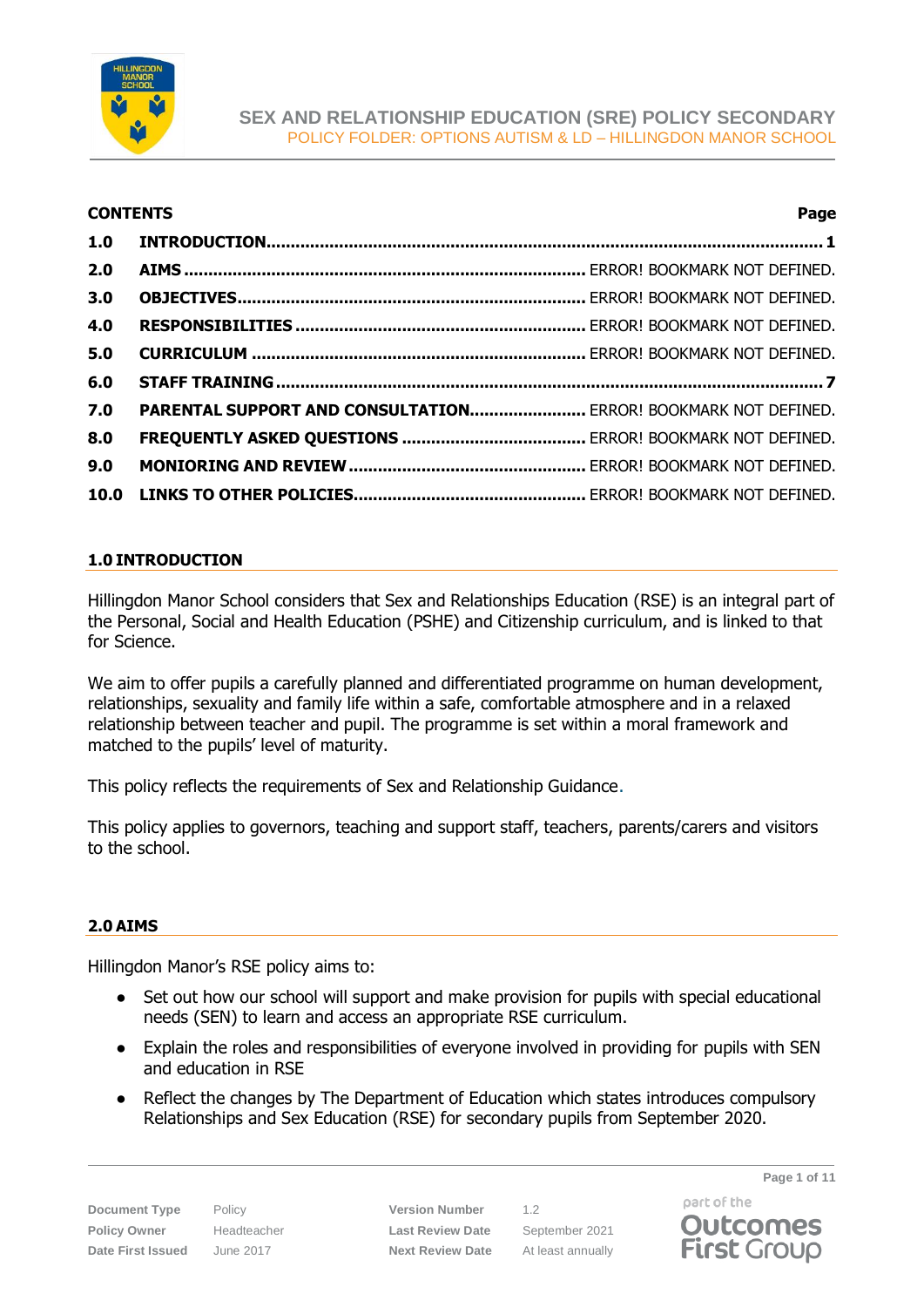# SEX AND RELATIONSHIP EDUCATION (SRE) POLICY SECONDARY

POLICY FOLDER: OPTIONS AUTISM & LD – HILLINGDON MANOR SCHOOL

**CONTENTS** **Page**

| | | |
|---|---|---|
| **1.0** | **INTRODUCTION** | **1** |
| **2.0** | **AIMS** | ERROR! BOOKMARK NOT DEFINED. |
| **3.0** | **OBJECTIVES** | ERROR! BOOKMARK NOT DEFINED. |
| **4.0** | **RESPONSIBILITIES** | ERROR! BOOKMARK NOT DEFINED. |
| **5.0** | **CURRICULUM** | ERROR! BOOKMARK NOT DEFINED. |
| **6.0** | **STAFF TRAINING** | **7** |
| **7.0** | **PARENTAL SUPPORT AND CONSULTATION** | ERROR! BOOKMARK NOT DEFINED. |
| **8.0** | **FREQUENTLY ASKED QUESTIONS** | ERROR! BOOKMARK NOT DEFINED. |
| **9.0** | **MONIORING AND REVIEW** | ERROR! BOOKMARK NOT DEFINED. |
| **10.0** | **LINKS TO OTHER POLICIES** | ERROR! BOOKMARK NOT DEFINED. |

## 1.0 INTRODUCTION

Hillingdon Manor School considers that Sex and Relationships Education (RSE) is an integral part of the Personal, Social and Health Education (PSHE) and Citizenship curriculum, and is linked to that for Science.

We aim to offer pupils a carefully planned and differentiated programme on human development, relationships, sexuality and family life within a safe, comfortable atmosphere and in a relaxed relationship between teacher and pupil. The programme is set within a moral framework and matched to the pupils' level of maturity.

This policy reflects the requirements of Sex and Relationship Guidance.

This policy applies to governors, teaching and support staff, teachers, parents/carers and visitors to the school.

## 2.0 AIMS

Hillingdon Manor's RSE policy aims to:

- Set out how our school will support and make provision for pupils with special educational needs (SEN) to learn and access an appropriate RSE curriculum.
- Explain the roles and responsibilities of everyone involved in providing for pupils with SEN and education in RSE
- Reflect the changes by The Department of Education which states introduces compulsory Relationships and Sex Education (RSE) for secondary pupils from September 2020.

| | | | |
|---|---|---|---|
| **Document Type** | Policy | **Version Number** | 1.2 |
| **Policy Owner** | Headteacher | **Last Review Date** | September 2021 |
| **Date First Issued** | June 2017 | **Next Review Date** | At least annually |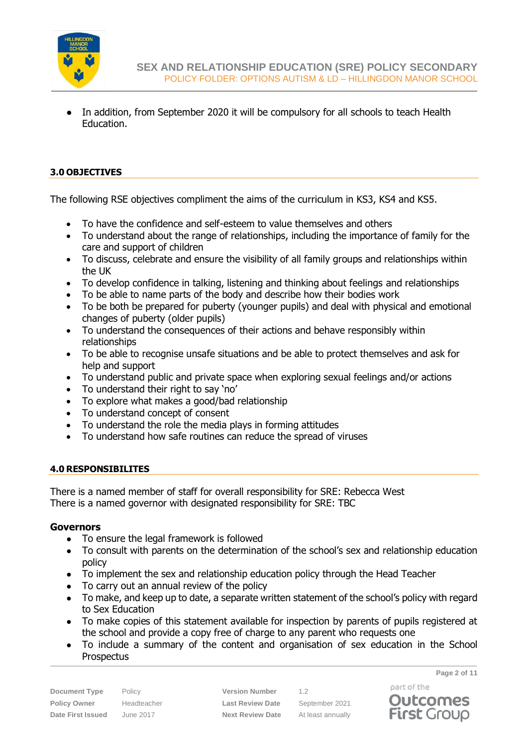- In addition, from September 2020 it will be compulsory for all schools to teach Health Education.

### 3.0 OBJECTIVES

The following RSE objectives compliment the aims of the curriculum in KS3, KS4 and KS5.

- To have the confidence and self-esteem to value themselves and others
- To understand about the range of relationships, including the importance of family for the care and support of children
- To discuss, celebrate and ensure the visibility of all family groups and relationships within the UK
- To develop confidence in talking, listening and thinking about feelings and relationships
- To be able to name parts of the body and describe how their bodies work
- To be both be prepared for puberty (younger pupils) and deal with physical and emotional changes of puberty (older pupils)
- To understand the consequences of their actions and behave responsibly within relationships
- To be able to recognise unsafe situations and be able to protect themselves and ask for help and support
- To understand public and private space when exploring sexual feelings and/or actions
- To understand their right to say 'no'
- To explore what makes a good/bad relationship
- To understand concept of consent
- To understand the role the media plays in forming attitudes
- To understand how safe routines can reduce the spread of viruses

### 4.0 RESPONSIBILITES

There is a named member of staff for overall responsibility for SRE: Rebecca West
There is a named governor with designated responsibility for SRE: TBC

**Governors**

- To ensure the legal framework is followed
- To consult with parents on the determination of the school's sex and relationship education policy
- To implement the sex and relationship education policy through the Head Teacher
- To carry out an annual review of the policy
- To make, and keep up to date, a separate written statement of the school's policy with regard to Sex Education
- To make copies of this statement available for inspection by parents of pupils registered at the school and provide a copy free of charge to any parent who requests one
- To include a summary of the content and organisation of sex education in the School Prospectus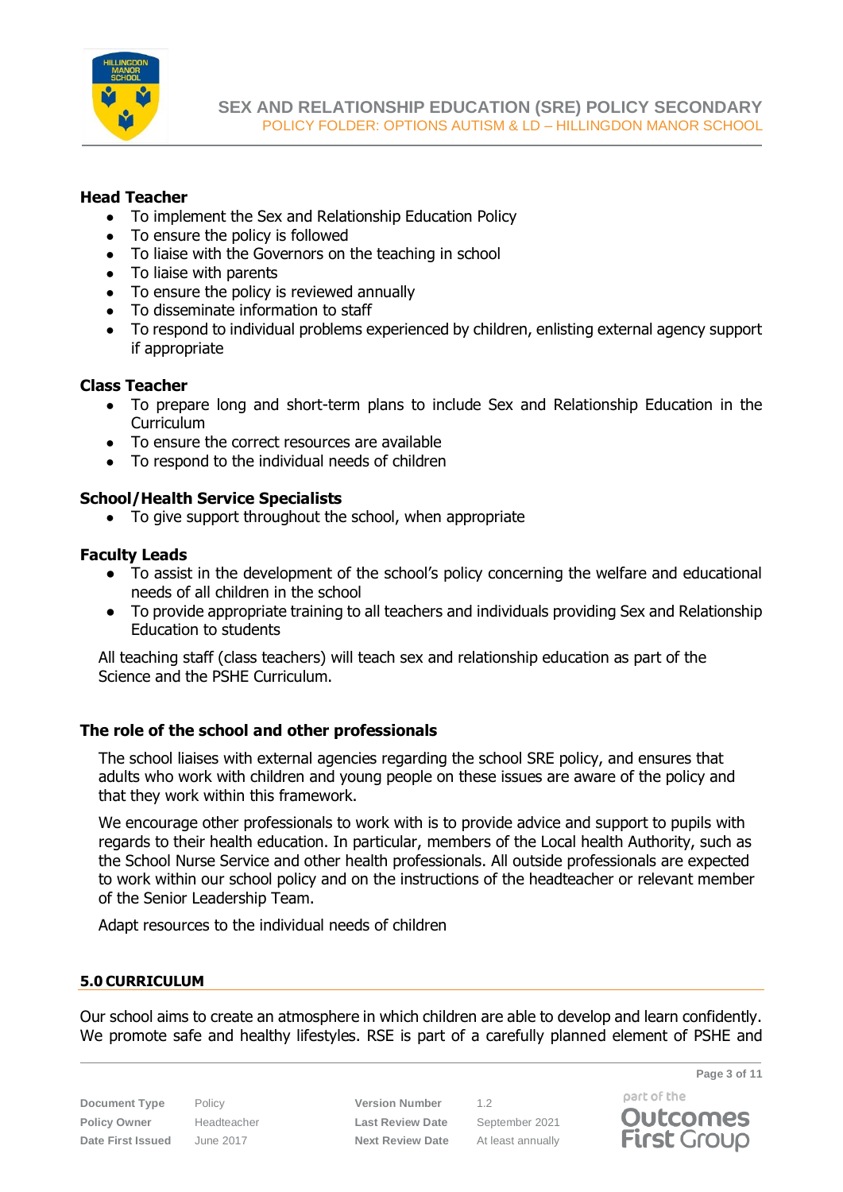**Head Teacher**

- To implement the Sex and Relationship Education Policy
- To ensure the policy is followed
- To liaise with the Governors on the teaching in school
- To liaise with parents
- To ensure the policy is reviewed annually
- To disseminate information to staff
- To respond to individual problems experienced by children, enlisting external agency support if appropriate

**Class Teacher**

- To prepare long and short-term plans to include Sex and Relationship Education in the Curriculum
- To ensure the correct resources are available
- To respond to the individual needs of children

**School/Health Service Specialists**

- To give support throughout the school, when appropriate

**Faculty Leads**

- To assist in the development of the school's policy concerning the welfare and educational needs of all children in the school
- To provide appropriate training to all teachers and individuals providing Sex and Relationship Education to students

All teaching staff (class teachers) will teach sex and relationship education as part of the Science and the PSHE Curriculum.

**The role of the school and other professionals**

The school liaises with external agencies regarding the school SRE policy, and ensures that adults who work with children and young people on these issues are aware of the policy and that they work within this framework.

We encourage other professionals to work with is to provide advice and support to pupils with regards to their health education. In particular, members of the Local health Authority, such as the School Nurse Service and other health professionals. All outside professionals are expected to work within our school policy and on the instructions of the headteacher or relevant member of the Senior Leadership Team.

Adapt resources to the individual needs of children

## 5.0 CURRICULUM

Our school aims to create an atmosphere in which children are able to develop and learn confidently. We promote safe and healthy lifestyles. RSE is part of a carefully planned element of PSHE and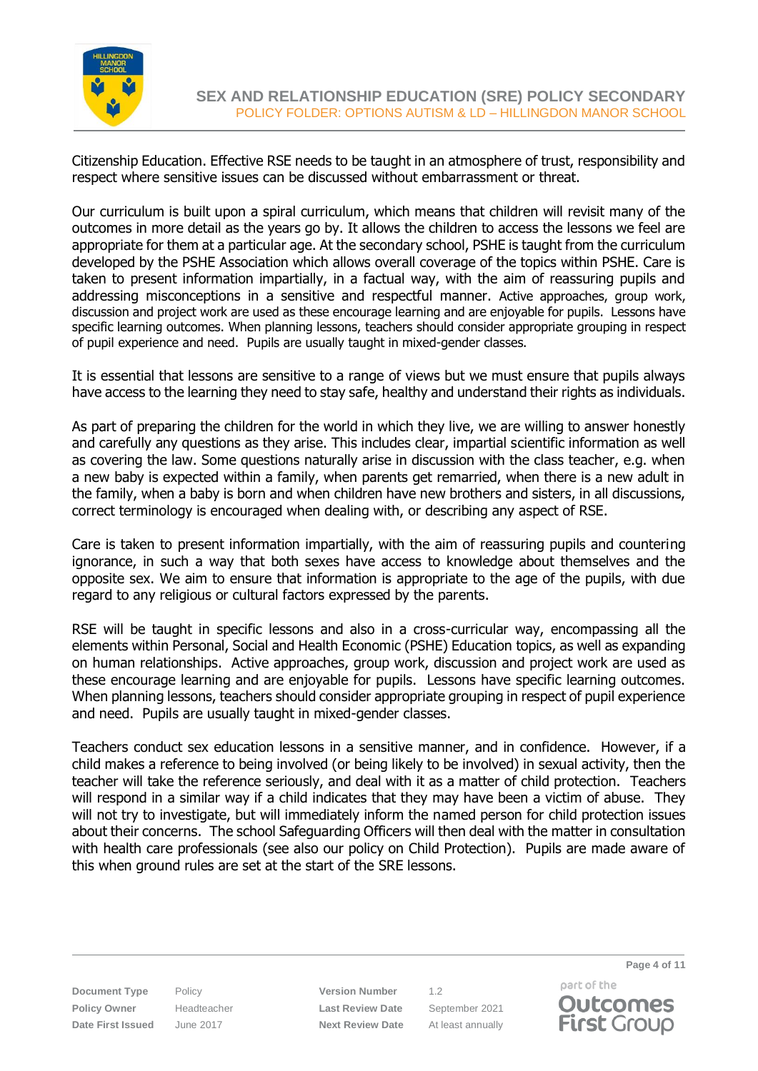Citizenship Education. Effective RSE needs to be taught in an atmosphere of trust, responsibility and respect where sensitive issues can be discussed without embarrassment or threat.

Our curriculum is built upon a spiral curriculum, which means that children will revisit many of the outcomes in more detail as the years go by. It allows the children to access the lessons we feel are appropriate for them at a particular age. At the secondary school, PSHE is taught from the curriculum developed by the PSHE Association which allows overall coverage of the topics within PSHE. Care is taken to present information impartially, in a factual way, with the aim of reassuring pupils and addressing misconceptions in a sensitive and respectful manner. Active approaches, group work, discussion and project work are used as these encourage learning and are enjoyable for pupils. Lessons have specific learning outcomes. When planning lessons, teachers should consider appropriate grouping in respect of pupil experience and need. Pupils are usually taught in mixed-gender classes.

It is essential that lessons are sensitive to a range of views but we must ensure that pupils always have access to the learning they need to stay safe, healthy and understand their rights as individuals.

As part of preparing the children for the world in which they live, we are willing to answer honestly and carefully any questions as they arise. This includes clear, impartial scientific information as well as covering the law. Some questions naturally arise in discussion with the class teacher, e.g. when a new baby is expected within a family, when parents get remarried, when there is a new adult in the family, when a baby is born and when children have new brothers and sisters, in all discussions, correct terminology is encouraged when dealing with, or describing any aspect of RSE.

Care is taken to present information impartially, with the aim of reassuring pupils and countering ignorance, in such a way that both sexes have access to knowledge about themselves and the opposite sex. We aim to ensure that information is appropriate to the age of the pupils, with due regard to any religious or cultural factors expressed by the parents.

RSE will be taught in specific lessons and also in a cross-curricular way, encompassing all the elements within Personal, Social and Health Economic (PSHE) Education topics, as well as expanding on human relationships. Active approaches, group work, discussion and project work are used as these encourage learning and are enjoyable for pupils. Lessons have specific learning outcomes. When planning lessons, teachers should consider appropriate grouping in respect of pupil experience and need. Pupils are usually taught in mixed-gender classes.

Teachers conduct sex education lessons in a sensitive manner, and in confidence. However, if a child makes a reference to being involved (or being likely to be involved) in sexual activity, then the teacher will take the reference seriously, and deal with it as a matter of child protection. Teachers will respond in a similar way if a child indicates that they may have been a victim of abuse. They will not try to investigate, but will immediately inform the named person for child protection issues about their concerns. The school Safeguarding Officers will then deal with the matter in consultation with health care professionals (see also our policy on Child Protection). Pupils are made aware of this when ground rules are set at the start of the SRE lessons.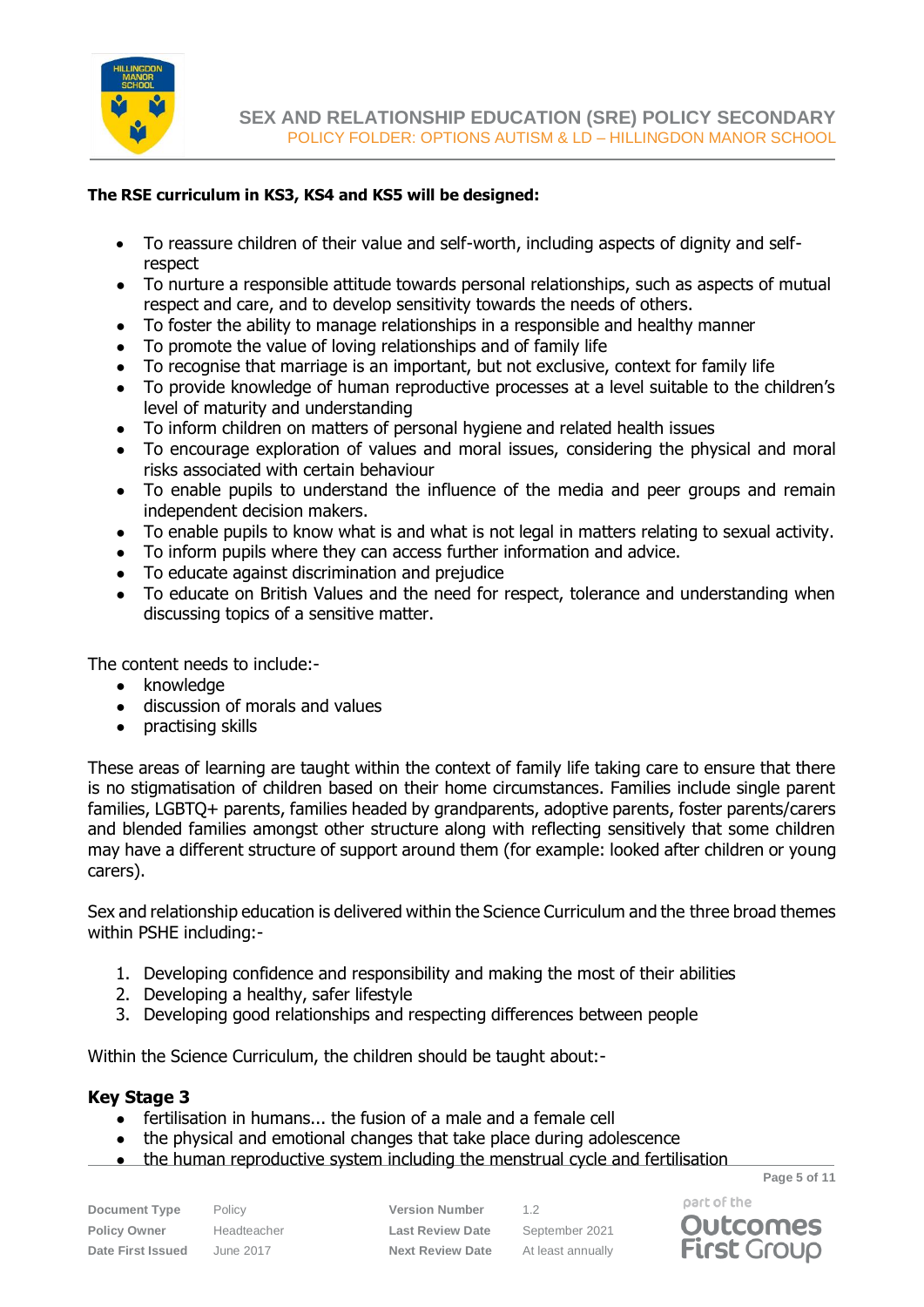**The RSE curriculum in KS3, KS4 and KS5 will be designed:**

- To reassure children of their value and self-worth, including aspects of dignity and self-respect
- To nurture a responsible attitude towards personal relationships, such as aspects of mutual respect and care, and to develop sensitivity towards the needs of others.
- To foster the ability to manage relationships in a responsible and healthy manner
- To promote the value of loving relationships and of family life
- To recognise that marriage is an important, but not exclusive, context for family life
- To provide knowledge of human reproductive processes at a level suitable to the children's level of maturity and understanding
- To inform children on matters of personal hygiene and related health issues
- To encourage exploration of values and moral issues, considering the physical and moral risks associated with certain behaviour
- To enable pupils to understand the influence of the media and peer groups and remain independent decision makers.
- To enable pupils to know what is and what is not legal in matters relating to sexual activity.
- To inform pupils where they can access further information and advice.
- To educate against discrimination and prejudice
- To educate on British Values and the need for respect, tolerance and understanding when discussing topics of a sensitive matter.

The content needs to include:-

- knowledge
- discussion of morals and values
- practising skills

These areas of learning are taught within the context of family life taking care to ensure that there is no stigmatisation of children based on their home circumstances. Families include single parent families, LGBTQ+ parents, families headed by grandparents, adoptive parents, foster parents/carers and blended families amongst other structure along with reflecting sensitively that some children may have a different structure of support around them (for example: looked after children or young carers).

Sex and relationship education is delivered within the Science Curriculum and the three broad themes within PSHE including:-

1. Developing confidence and responsibility and making the most of their abilities
2. Developing a healthy, safer lifestyle
3. Developing good relationships and respecting differences between people

Within the Science Curriculum, the children should be taught about:-

### Key Stage 3

- fertilisation in humans... the fusion of a male and a female cell
- the physical and emotional changes that take place during adolescence
- the human reproductive system including the menstrual cycle and fertilisation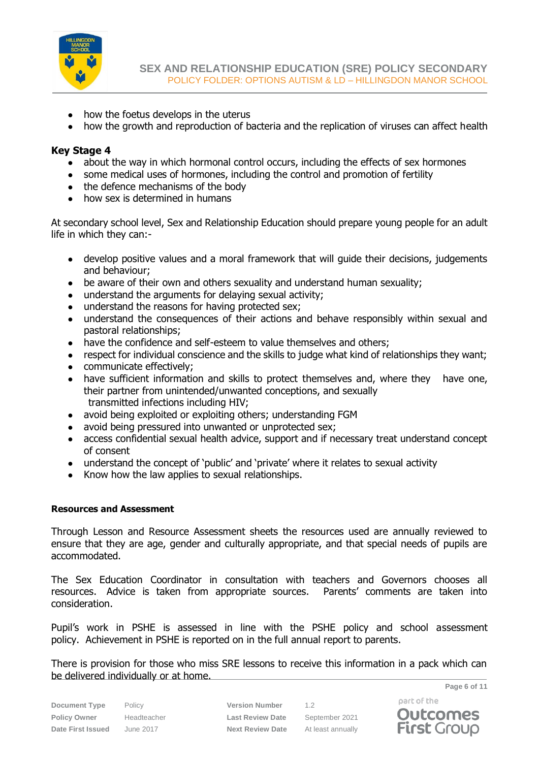- how the foetus develops in the uterus
- how the growth and reproduction of bacteria and the replication of viruses can affect health

**Key Stage 4**

- about the way in which hormonal control occurs, including the effects of sex hormones
- some medical uses of hormones, including the control and promotion of fertility
- the defence mechanisms of the body
- how sex is determined in humans

At secondary school level, Sex and Relationship Education should prepare young people for an adult life in which they can:-

- develop positive values and a moral framework that will guide their decisions, judgements and behaviour;
- be aware of their own and others sexuality and understand human sexuality;
- understand the arguments for delaying sexual activity;
- understand the reasons for having protected sex;
- understand the consequences of their actions and behave responsibly within sexual and pastoral relationships;
- have the confidence and self-esteem to value themselves and others;
- respect for individual conscience and the skills to judge what kind of relationships they want;
- communicate effectively;
- have sufficient information and skills to protect themselves and, where they have one, their partner from unintended/unwanted conceptions, and sexually transmitted infections including HIV;
- avoid being exploited or exploiting others; understanding FGM
- avoid being pressured into unwanted or unprotected sex;
- access confidential sexual health advice, support and if necessary treat understand concept of consent
- understand the concept of 'public' and 'private' where it relates to sexual activity
- Know how the law applies to sexual relationships.

**Resources and Assessment**

Through Lesson and Resource Assessment sheets the resources used are annually reviewed to ensure that they are age, gender and culturally appropriate, and that special needs of pupils are accommodated.

The Sex Education Coordinator in consultation with teachers and Governors chooses all resources. Advice is taken from appropriate sources. Parents' comments are taken into consideration.

Pupil's work in PSHE is assessed in line with the PSHE policy and school assessment policy. Achievement in PSHE is reported on in the full annual report to parents.

There is provision for those who miss SRE lessons to receive this information in a pack which can be delivered individually or at home.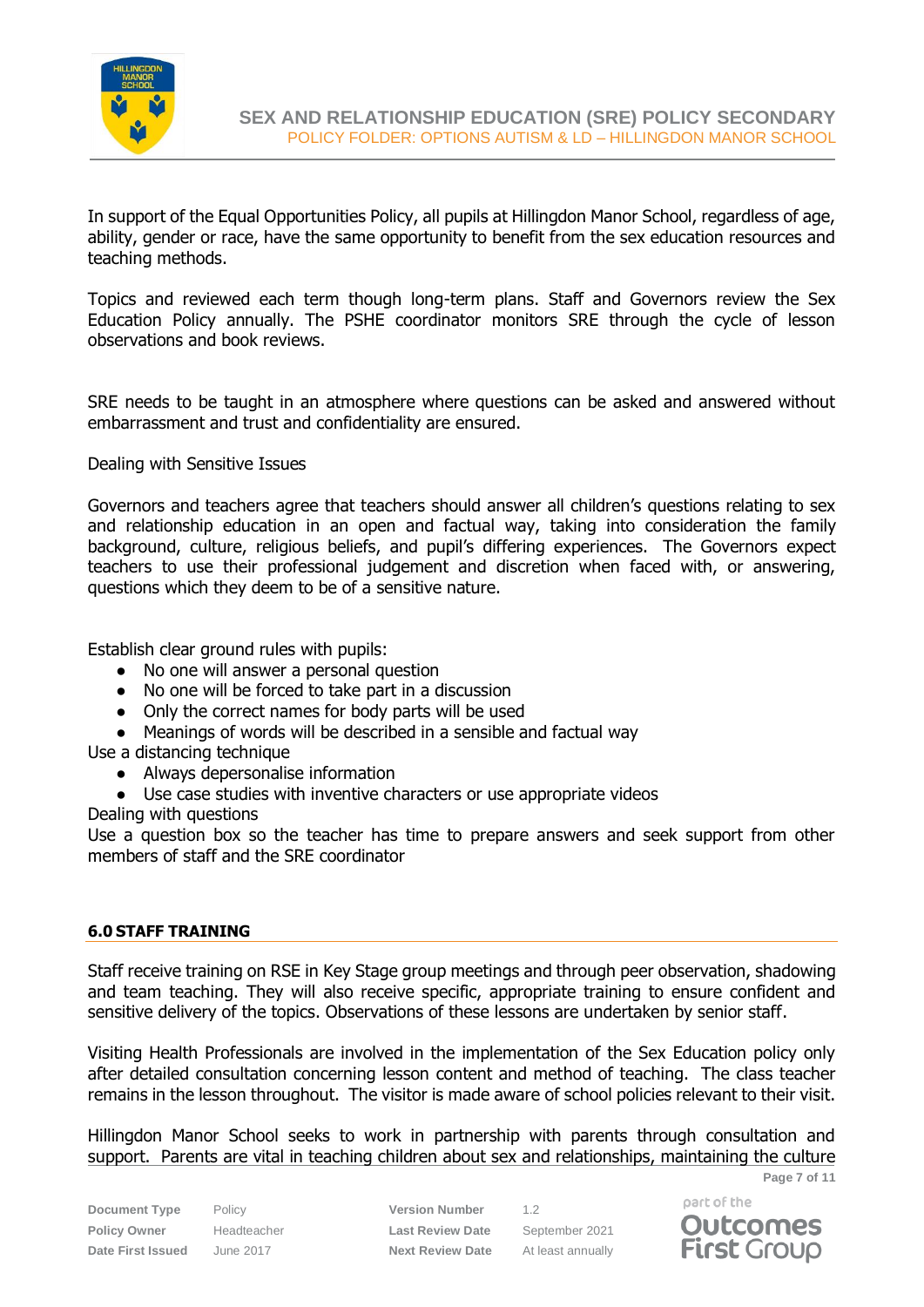In support of the Equal Opportunities Policy, all pupils at Hillingdon Manor School, regardless of age, ability, gender or race, have the same opportunity to benefit from the sex education resources and teaching methods.

Topics and reviewed each term though long-term plans. Staff and Governors review the Sex Education Policy annually. The PSHE coordinator monitors SRE through the cycle of lesson observations and book reviews.

SRE needs to be taught in an atmosphere where questions can be asked and answered without embarrassment and trust and confidentiality are ensured.

Dealing with Sensitive Issues

Governors and teachers agree that teachers should answer all children's questions relating to sex and relationship education in an open and factual way, taking into consideration the family background, culture, religious beliefs, and pupil's differing experiences. The Governors expect teachers to use their professional judgement and discretion when faced with, or answering, questions which they deem to be of a sensitive nature.

Establish clear ground rules with pupils:

- No one will answer a personal question
- No one will be forced to take part in a discussion
- Only the correct names for body parts will be used
- Meanings of words will be described in a sensible and factual way

Use a distancing technique

- Always depersonalise information
- Use case studies with inventive characters or use appropriate videos

Dealing with questions

Use a question box so the teacher has time to prepare answers and seek support from other members of staff and the SRE coordinator

## 6.0 STAFF TRAINING

Staff receive training on RSE in Key Stage group meetings and through peer observation, shadowing and team teaching. They will also receive specific, appropriate training to ensure confident and sensitive delivery of the topics. Observations of these lessons are undertaken by senior staff.

Visiting Health Professionals are involved in the implementation of the Sex Education policy only after detailed consultation concerning lesson content and method of teaching. The class teacher remains in the lesson throughout. The visitor is made aware of school policies relevant to their visit.

Hillingdon Manor School seeks to work in partnership with parents through consultation and support. Parents are vital in teaching children about sex and relationships, maintaining the culture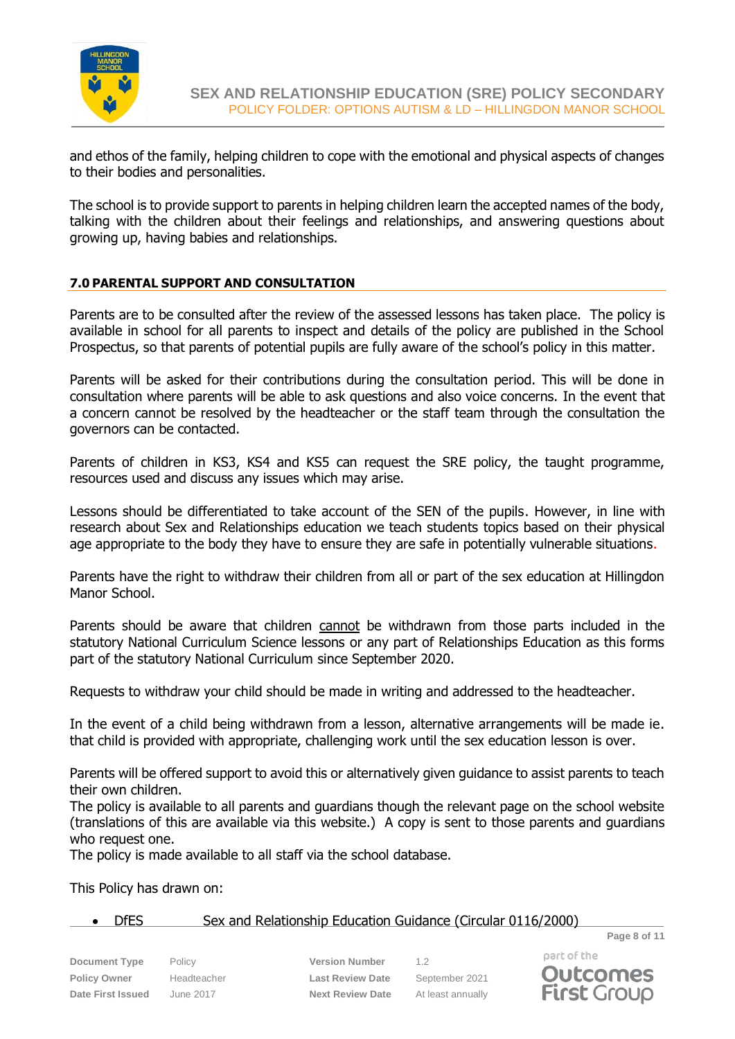and ethos of the family, helping children to cope with the emotional and physical aspects of changes to their bodies and personalities.

The school is to provide support to parents in helping children learn the accepted names of the body, talking with the children about their feelings and relationships, and answering questions about growing up, having babies and relationships.

### 7.0 PARENTAL SUPPORT AND CONSULTATION

Parents are to be consulted after the review of the assessed lessons has taken place. The policy is available in school for all parents to inspect and details of the policy are published in the School Prospectus, so that parents of potential pupils are fully aware of the school's policy in this matter.

Parents will be asked for their contributions during the consultation period. This will be done in consultation where parents will be able to ask questions and also voice concerns. In the event that a concern cannot be resolved by the headteacher or the staff team through the consultation the governors can be contacted.

Parents of children in KS3, KS4 and KS5 can request the SRE policy, the taught programme, resources used and discuss any issues which may arise.

Lessons should be differentiated to take account of the SEN of the pupils. However, in line with research about Sex and Relationships education we teach students topics based on their physical age appropriate to the body they have to ensure they are safe in potentially vulnerable situations.

Parents have the right to withdraw their children from all or part of the sex education at Hillingdon Manor School.

Parents should be aware that children <u>cannot</u> be withdrawn from those parts included in the statutory National Curriculum Science lessons or any part of Relationships Education as this forms part of the statutory National Curriculum since September 2020.

Requests to withdraw your child should be made in writing and addressed to the headteacher.

In the event of a child being withdrawn from a lesson, alternative arrangements will be made ie. that child is provided with appropriate, challenging work until the sex education lesson is over.

Parents will be offered support to avoid this or alternatively given guidance to assist parents to teach their own children.
The policy is available to all parents and guardians though the relevant page on the school website (translations of this are available via this website.) A copy is sent to those parents and guardians who request one.
The policy is made available to all staff via the school database.

This Policy has drawn on:

- <u>DfES Sex and Relationship Education Guidance (Circular 0116/2000)</u>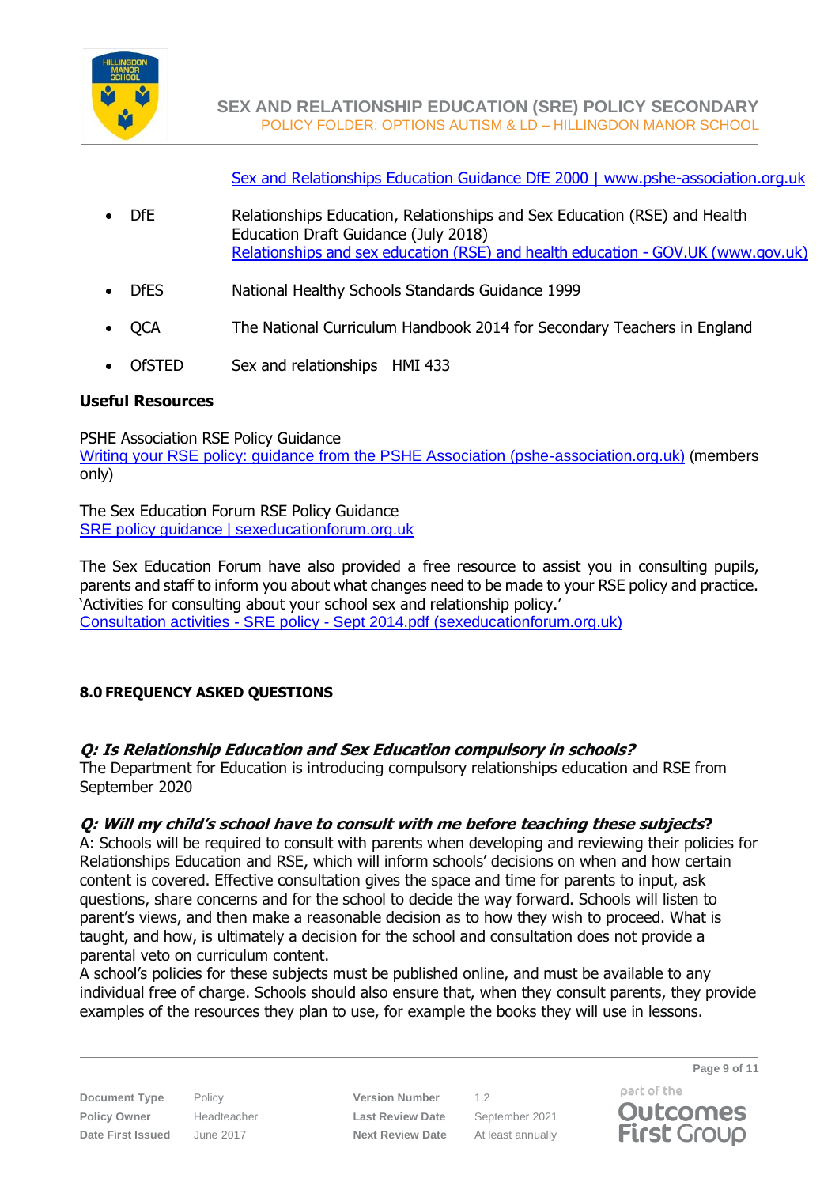[Sex and Relationships Education Guidance DfE 2000 | www.pshe-association.org.uk](#)

- DfE — Relationships Education, Relationships and Sex Education (RSE) and Health Education Draft Guidance (July 2018)
  [Relationships and sex education (RSE) and health education - GOV.UK (www.gov.uk)](#)
- DfES — National Healthy Schools Standards Guidance 1999
- QCA — The National Curriculum Handbook 2014 for Secondary Teachers in England
- OfSTED — Sex and relationships HMI 433

**Useful Resources**

PSHE Association RSE Policy Guidance
[Writing your RSE policy: guidance from the PSHE Association (pshe-association.org.uk)](#) (members only)

The Sex Education Forum RSE Policy Guidance
[SRE policy guidance | sexeducationforum.org.uk](#)

The Sex Education Forum have also provided a free resource to assist you in consulting pupils, parents and staff to inform you about what changes need to be made to your RSE policy and practice. 'Activities for consulting about your school sex and relationship policy.'
[Consultation activities - SRE policy - Sept 2014.pdf (sexeducationforum.org.uk)](#)

## 8.0 FREQUENCY ASKED QUESTIONS

***Q: Is Relationship Education and Sex Education compulsory in schools?***
The Department for Education is introducing compulsory relationships education and RSE from September 2020

***Q: Will my child's school have to consult with me before teaching these subjects?***
A: Schools will be required to consult with parents when developing and reviewing their policies for Relationships Education and RSE, which will inform schools' decisions on when and how certain content is covered. Effective consultation gives the space and time for parents to input, ask questions, share concerns and for the school to decide the way forward. Schools will listen to parent's views, and then make a reasonable decision as to how they wish to proceed. What is taught, and how, is ultimately a decision for the school and consultation does not provide a parental veto on curriculum content.
A school's policies for these subjects must be published online, and must be available to any individual free of charge. Schools should also ensure that, when they consult parents, they provide examples of the resources they plan to use, for example the books they will use in lessons.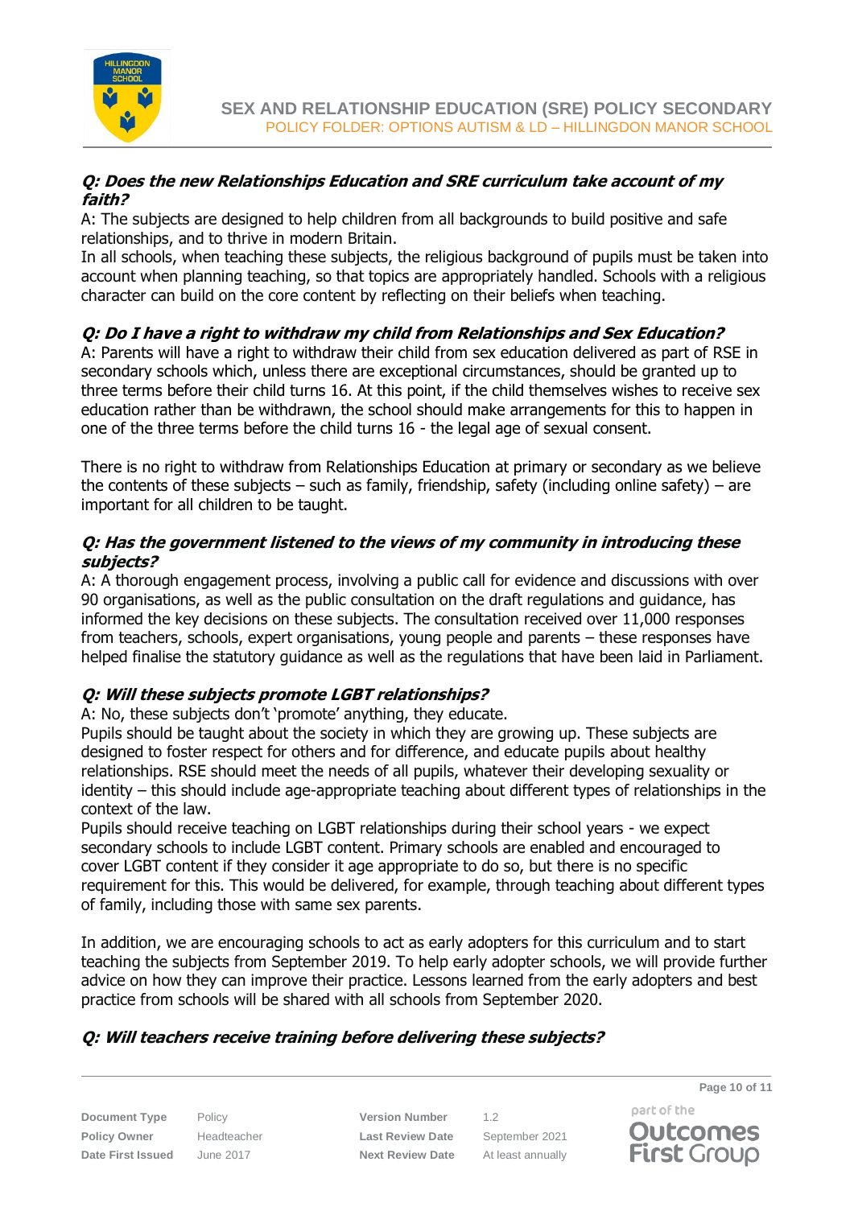***Q: Does the new Relationships Education and SRE curriculum take account of my faith?***

A: The subjects are designed to help children from all backgrounds to build positive and safe relationships, and to thrive in modern Britain.
In all schools, when teaching these subjects, the religious background of pupils must be taken into account when planning teaching, so that topics are appropriately handled. Schools with a religious character can build on the core content by reflecting on their beliefs when teaching.

***Q: Do I have a right to withdraw my child from Relationships and Sex Education?***

A: Parents will have a right to withdraw their child from sex education delivered as part of RSE in secondary schools which, unless there are exceptional circumstances, should be granted up to three terms before their child turns 16. At this point, if the child themselves wishes to receive sex education rather than be withdrawn, the school should make arrangements for this to happen in one of the three terms before the child turns 16 - the legal age of sexual consent.

There is no right to withdraw from Relationships Education at primary or secondary as we believe the contents of these subjects – such as family, friendship, safety (including online safety) – are important for all children to be taught.

***Q: Has the government listened to the views of my community in introducing these subjects?***

A: A thorough engagement process, involving a public call for evidence and discussions with over 90 organisations, as well as the public consultation on the draft regulations and guidance, has informed the key decisions on these subjects. The consultation received over 11,000 responses from teachers, schools, expert organisations, young people and parents – these responses have helped finalise the statutory guidance as well as the regulations that have been laid in Parliament.

***Q: Will these subjects promote LGBT relationships?***

A: No, these subjects don't 'promote' anything, they educate.
Pupils should be taught about the society in which they are growing up. These subjects are designed to foster respect for others and for difference, and educate pupils about healthy relationships. RSE should meet the needs of all pupils, whatever their developing sexuality or identity – this should include age-appropriate teaching about different types of relationships in the context of the law.
Pupils should receive teaching on LGBT relationships during their school years - we expect secondary schools to include LGBT content. Primary schools are enabled and encouraged to cover LGBT content if they consider it age appropriate to do so, but there is no specific requirement for this. This would be delivered, for example, through teaching about different types of family, including those with same sex parents.

In addition, we are encouraging schools to act as early adopters for this curriculum and to start teaching the subjects from September 2019. To help early adopter schools, we will provide further advice on how they can improve their practice. Lessons learned from the early adopters and best practice from schools will be shared with all schools from September 2020.

***Q: Will teachers receive training before delivering these subjects?***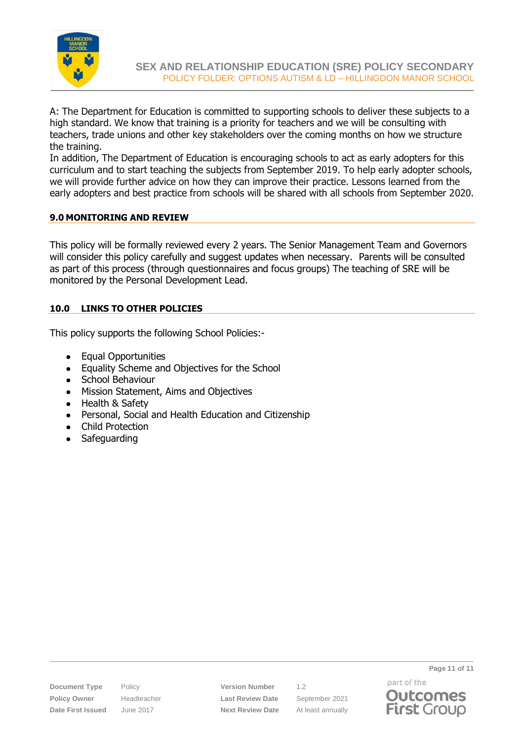A: The Department for Education is committed to supporting schools to deliver these subjects to a high standard. We know that training is a priority for teachers and we will be consulting with teachers, trade unions and other key stakeholders over the coming months on how we structure the training.
In addition, The Department of Education is encouraging schools to act as early adopters for this curriculum and to start teaching the subjects from September 2019. To help early adopter schools, we will provide further advice on how they can improve their practice. Lessons learned from the early adopters and best practice from schools will be shared with all schools from September 2020.

## 9.0 MONITORING AND REVIEW

This policy will be formally reviewed every 2 years. The Senior Management Team and Governors will consider this policy carefully and suggest updates when necessary. Parents will be consulted as part of this process (through questionnaires and focus groups) The teaching of SRE will be monitored by the Personal Development Lead.

## 10.0 LINKS TO OTHER POLICIES

This policy supports the following School Policies:-

- Equal Opportunities
- Equality Scheme and Objectives for the School
- School Behaviour
- Mission Statement, Aims and Objectives
- Health & Safety
- Personal, Social and Health Education and Citizenship
- Child Protection
- Safeguarding